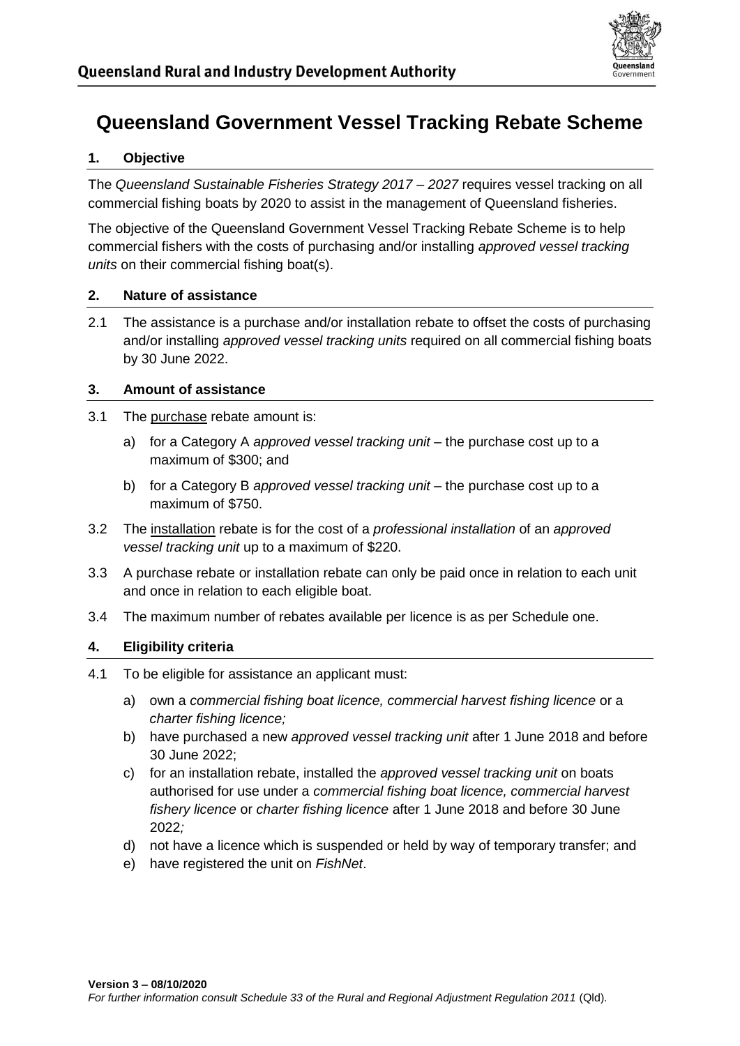**Queensland Rural and Industry Development Authority**

# Queensland Government Vessel Tracking Rebate Scheme

## 1. Objective

The *Queensland Sustainable Fisheries Strategy 2017 – 2027* requires vessel tracking on all commercial fishing boats by 2020 to assist in the management of Queensland fisheries.

The objective of the Queensland Government Vessel Tracking Rebate Scheme is to help commercial fishers with the costs of purchasing and/or installing *approved vessel tracking units* on their commercial fishing boat(s).

## 2. Nature of assistance

2.1 The assistance is a purchase and/or installation rebate to offset the costs of purchasing and/or installing *approved vessel tracking units* required on all commercial fishing boats by 30 June 2022.

## 3. Amount of assistance

3.1 The purchase rebate amount is:

a) for a Category A *approved vessel tracking unit* – the purchase cost up to a maximum of $300; and

b) for a Category B *approved vessel tracking unit* – the purchase cost up to a maximum of $750.

3.2 The installation rebate is for the cost of a *professional installation* of an *approved vessel tracking unit* up to a maximum of $220.

3.3 A purchase rebate or installation rebate can only be paid once in relation to each unit and once in relation to each eligible boat.

3.4 The maximum number of rebates available per licence is as per Schedule one.

## 4. Eligibility criteria

4.1 To be eligible for assistance an applicant must:

a) own a *commercial fishing boat licence, commercial harvest fishing licence* or a *charter fishing licence;*

b) have purchased a new *approved vessel tracking unit* after 1 June 2018 and before 30 June 2022;

c) for an installation rebate, installed the *approved vessel tracking unit* on boats authorised for use under a *commercial fishing boat licence, commercial harvest fishery licence* or *charter fishing licence* after 1 June 2018 and before 30 June 2022*;*

d) not have a licence which is suspended or held by way of temporary transfer; and

e) have registered the unit on *FishNet*.

**Version 3 – 08/10/2020**

*For further information consult Schedule 33 of the Rural and Regional Adjustment Regulation 2011* (Qld).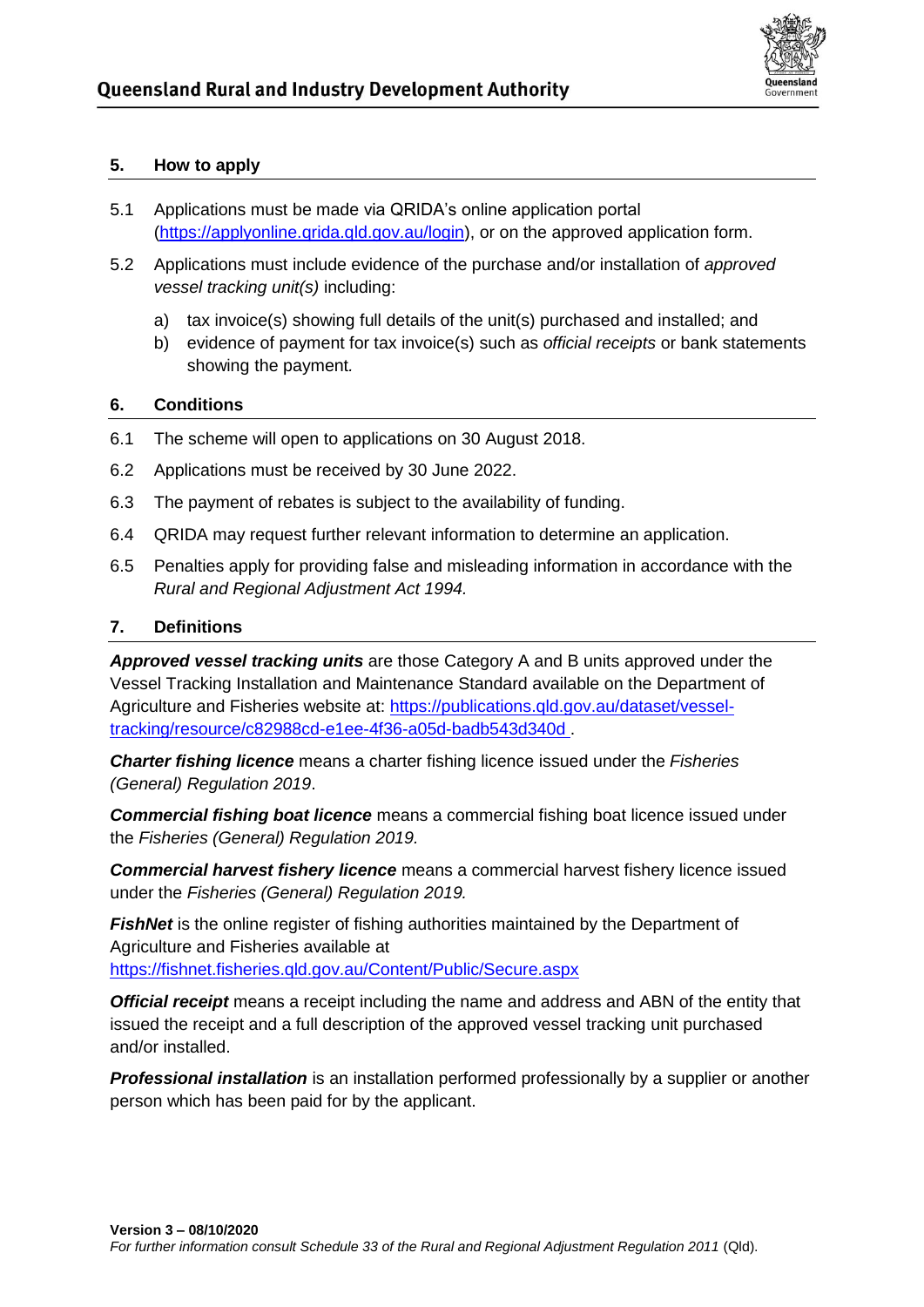## 5. How to apply

5.1 Applications must be made via QRIDA's online application portal (https://applyonline.qrida.qld.gov.au/login), or on the approved application form.

5.2 Applications must include evidence of the purchase and/or installation of *approved vessel tracking unit(s)* including:

a) tax invoice(s) showing full details of the unit(s) purchased and installed; and
b) evidence of payment for tax invoice(s) such as *official receipts* or bank statements showing the payment.

## 6. Conditions

6.1 The scheme will open to applications on 30 August 2018.

6.2 Applications must be received by 30 June 2022.

6.3 The payment of rebates is subject to the availability of funding.

6.4 QRIDA may request further relevant information to determine an application.

6.5 Penalties apply for providing false and misleading information in accordance with the *Rural and Regional Adjustment Act 1994.*

## 7. Definitions

***Approved vessel tracking units*** are those Category A and B units approved under the Vessel Tracking Installation and Maintenance Standard available on the Department of Agriculture and Fisheries website at: https://publications.qld.gov.au/dataset/vessel-tracking/resource/c82988cd-e1ee-4f36-a05d-badb543d340d .

***Charter fishing licence*** means a charter fishing licence issued under the *Fisheries (General) Regulation 2019*.

***Commercial fishing boat licence*** means a commercial fishing boat licence issued under the *Fisheries (General) Regulation 2019.*

***Commercial harvest fishery licence*** means a commercial harvest fishery licence issued under the *Fisheries (General) Regulation 2019.*

***FishNet*** is the online register of fishing authorities maintained by the Department of Agriculture and Fisheries available at https://fishnet.fisheries.qld.gov.au/Content/Public/Secure.aspx

***Official receipt*** means a receipt including the name and address and ABN of the entity that issued the receipt and a full description of the approved vessel tracking unit purchased and/or installed.

***Professional installation*** is an installation performed professionally by a supplier or another person which has been paid for by the applicant.

**Version 3 – 08/10/2020**
*For further information consult Schedule 33 of the Rural and Regional Adjustment Regulation 2011* (Qld).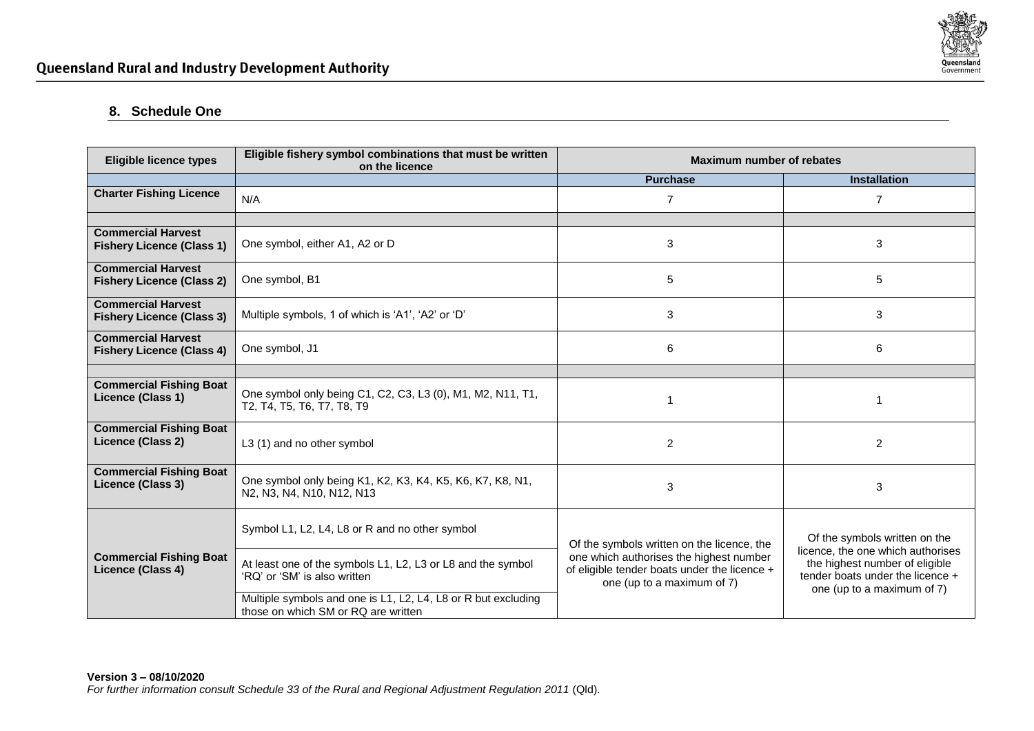## 8. Schedule One

| Eligible licence types | Eligible fishery symbol combinations that must be written on the licence | Maximum number of rebates | |
|---|---|---|---|
| | | **Purchase** | **Installation** |
| **Charter Fishing Licence** | N/A | 7 | 7 |
| | | | |
| **Commercial Harvest Fishery Licence (Class 1)** | One symbol, either A1, A2 or D | 3 | 3 |
| **Commercial Harvest Fishery Licence (Class 2)** | One symbol, B1 | 5 | 5 |
| **Commercial Harvest Fishery Licence (Class 3)** | Multiple symbols, 1 of which is 'A1', 'A2' or 'D' | 3 | 3 |
| **Commercial Harvest Fishery Licence (Class 4)** | One symbol, J1 | 6 | 6 |
| | | | |
| **Commercial Fishing Boat Licence (Class 1)** | One symbol only being C1, C2, C3, L3 (0), M1, M2, N11, T1, T2, T4, T5, T6, T7, T8, T9 | 1 | 1 |
| **Commercial Fishing Boat Licence (Class 2)** | L3 (1) and no other symbol | 2 | 2 |
| **Commercial Fishing Boat Licence (Class 3)** | One symbol only being K1, K2, K3, K4, K5, K6, K7, K8, N1, N2, N3, N4, N10, N12, N13 | 3 | 3 |
| **Commercial Fishing Boat Licence (Class 4)** | Symbol L1, L2, L4, L8 or R and no other symbol | Of the symbols written on the licence, the one which authorises the highest number of eligible tender boats under the licence + one (up to a maximum of 7) | Of the symbols written on the licence, the one which authorises the highest number of eligible tender boats under the licence + one (up to a maximum of 7) |
| | At least one of the symbols L1, L2, L3 or L8 and the symbol 'RQ' or 'SM' is also written | | |
| | Multiple symbols and one is L1, L2, L4, L8 or R but excluding those on which SM or RQ are written | | |

**Version 3 – 08/10/2020**
*For further information consult Schedule 33 of the Rural and Regional Adjustment Regulation 2011* (Qld).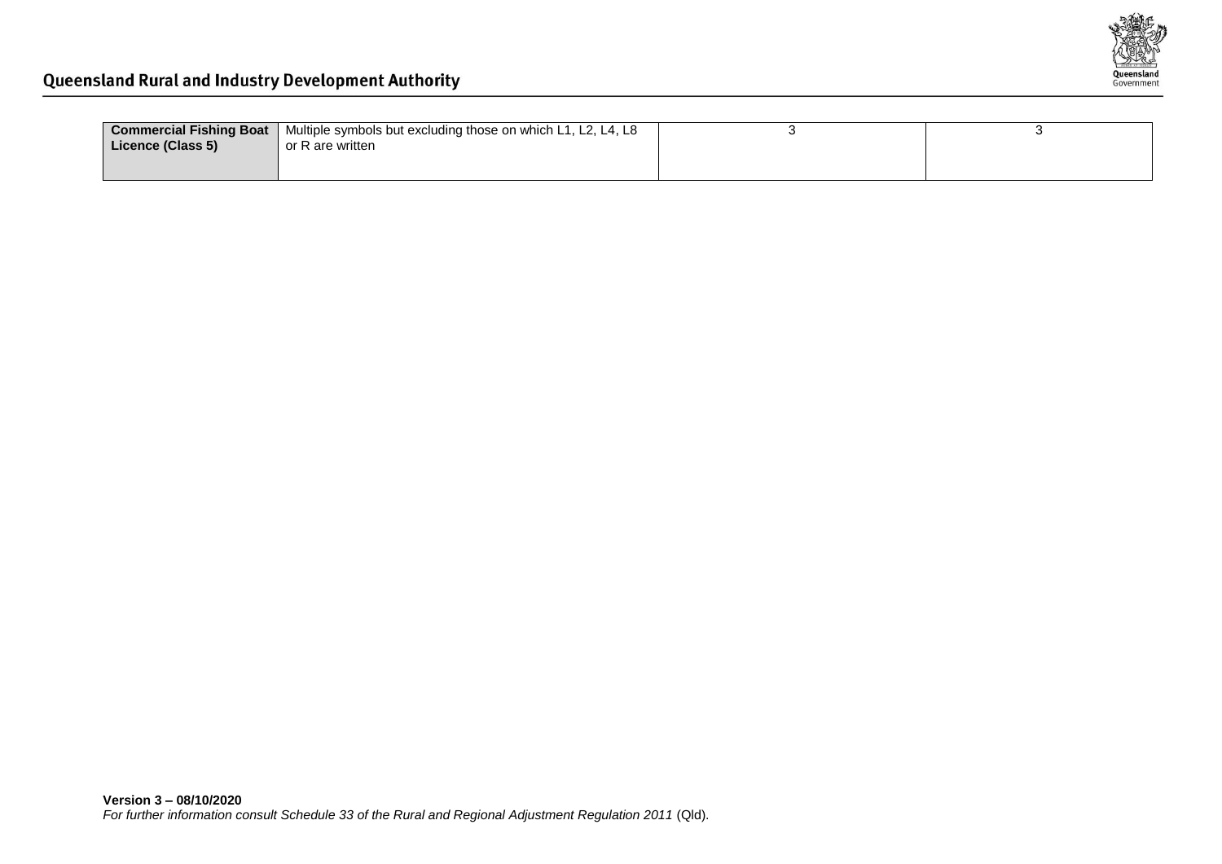| | | | |
|---|---|---|---|
| **Commercial Fishing Boat Licence (Class 5)** | Multiple symbols but excluding those on which L1, L2, L4, L8 or R are written | 3 | 3 |

**Version 3 – 08/10/2020**

*For further information consult Schedule 33 of the Rural and Regional Adjustment Regulation 2011* (Qld).